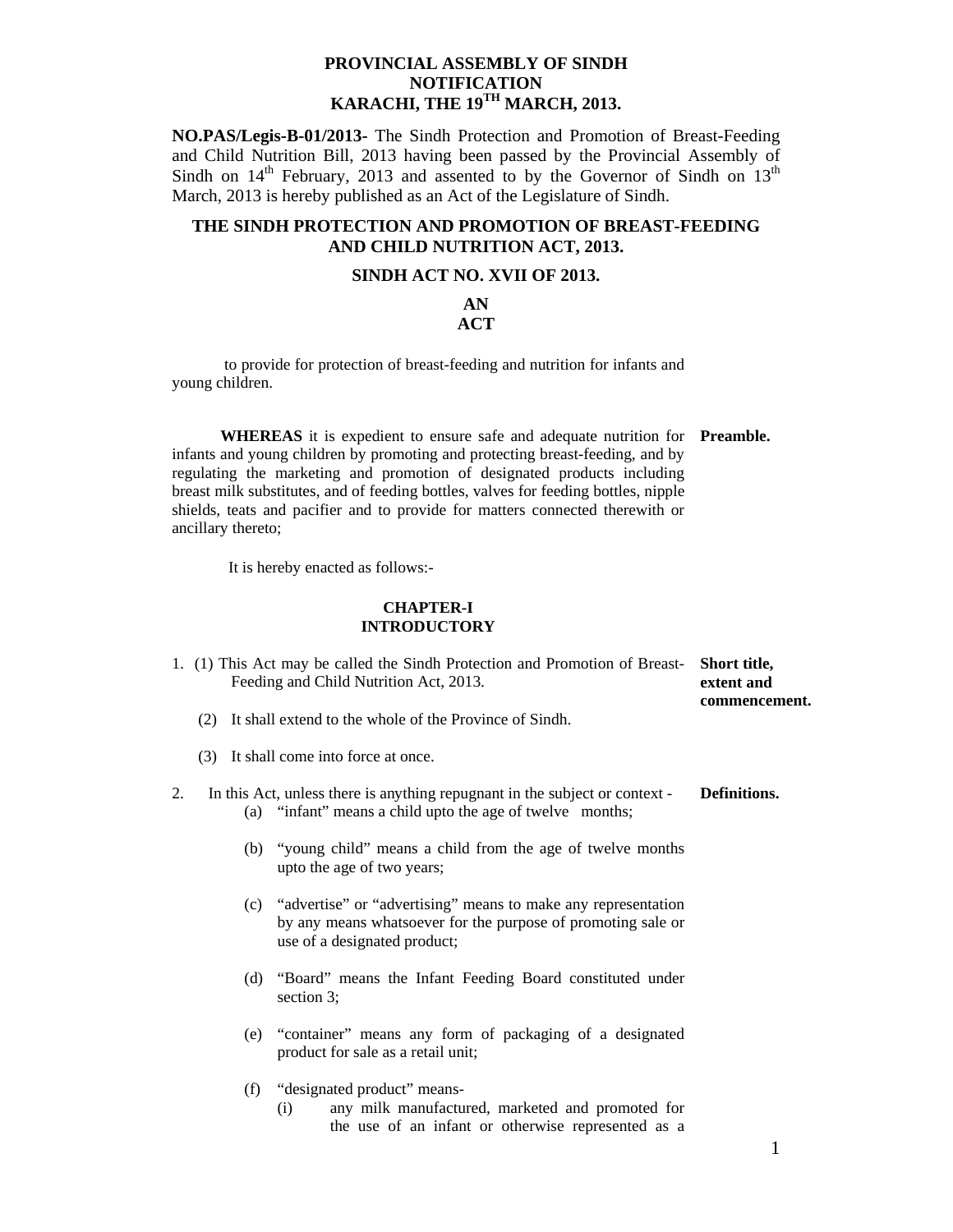**PROVINCIAL ASSEMBLY OF SINDH**
**NOTIFICATION**
**KARACHI, THE 19TH MARCH, 2013.**

**NO.PAS/Legis-B-01/2013-** The Sindh Protection and Promotion of Breast-Feeding and Child Nutrition Bill, 2013 having been passed by the Provincial Assembly of Sindh on 14th February, 2013 and assented to by the Governor of Sindh on 13th March, 2013 is hereby published as an Act of the Legislature of Sindh.

# THE SINDH PROTECTION AND PROMOTION OF BREAST-FEEDING AND CHILD NUTRITION ACT, 2013.

## SINDH ACT NO. XVII OF 2013.

**AN**
**ACT**

to provide for protection of breast-feeding and nutrition for infants and young children.

**Preamble.**

**WHEREAS** it is expedient to ensure safe and adequate nutrition for infants and young children by promoting and protecting breast-feeding, and by regulating the marketing and promotion of designated products including breast milk substitutes, and of feeding bottles, valves for feeding bottles, nipple shields, teats and pacifier and to provide for matters connected therewith or ancillary thereto;

It is hereby enacted as follows:-

## CHAPTER-I
## INTRODUCTORY

**Short title, extent and commencement.**

1. (1) This Act may be called the Sindh Protection and Promotion of Breast-Feeding and Child Nutrition Act, 2013.

   (2) It shall extend to the whole of the Province of Sindh.

   (3) It shall come into force at once.

**Definitions.**

2. In this Act, unless there is anything repugnant in the subject or context -

   (a) "infant" means a child upto the age of twelve months;

   (b) "young child" means a child from the age of twelve months upto the age of two years;

   (c) "advertise" or "advertising" means to make any representation by any means whatsoever for the purpose of promoting sale or use of a designated product;

   (d) "Board" means the Infant Feeding Board constituted under section 3;

   (e) "container" means any form of packaging of a designated product for sale as a retail unit;

   (f) "designated product" means-

      (i) any milk manufactured, marketed and promoted for the use of an infant or otherwise represented as a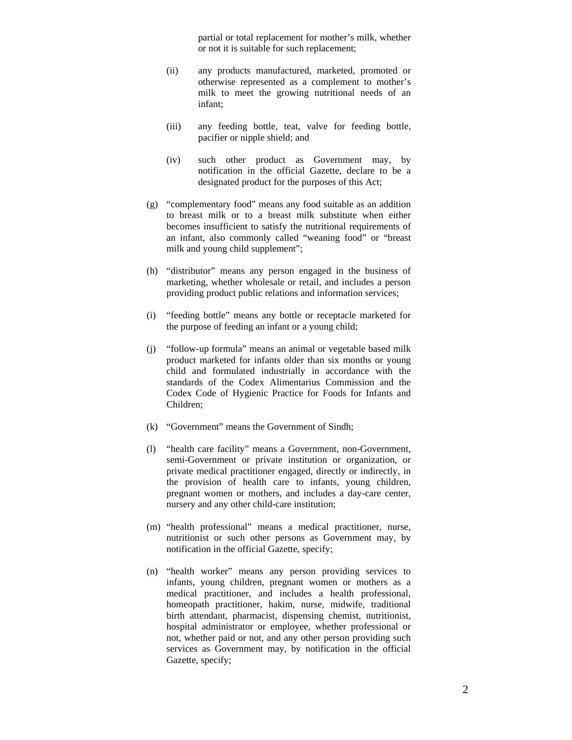partial or total replacement for mother's milk, whether or not it is suitable for such replacement;

(ii) any products manufactured, marketed, promoted or otherwise represented as a complement to mother's milk to meet the growing nutritional needs of an infant;

(iii) any feeding bottle, teat, valve for feeding bottle, pacifier or nipple shield; and

(iv) such other product as Government may, by notification in the official Gazette, declare to be a designated product for the purposes of this Act;

(g) "complementary food" means any food suitable as an addition to breast milk or to a breast milk substitute when either becomes insufficient to satisfy the nutritional requirements of an infant, also commonly called "weaning food" or "breast milk and young child supplement";

(h) "distributor" means any person engaged in the business of marketing, whether wholesale or retail, and includes a person providing product public relations and information services;

(i) "feeding bottle" means any bottle or receptacle marketed for the purpose of feeding an infant or a young child;

(j) "follow-up formula" means an animal or vegetable based milk product marketed for infants older than six months or young child and formulated industrially in accordance with the standards of the Codex Alimentarius Commission and the Codex Code of Hygienic Practice for Foods for Infants and Children;

(k) "Government" means the Government of Sindh;

(l) "health care facility" means a Government, non-Government, semi-Government or private institution or organization, or private medical practitioner engaged, directly or indirectly, in the provision of health care to infants, young children, pregnant women or mothers, and includes a day-care center, nursery and any other child-care institution;

(m) "health professional" means a medical practitioner, nurse, nutritionist or such other persons as Government may, by notification in the official Gazette, specify;

(n) "health worker" means any person providing services to infants, young children, pregnant women or mothers as a medical practitioner, and includes a health professional, homeopath practitioner, hakim, nurse, midwife, traditional birth attendant, pharmacist, dispensing chemist, nutritionist, hospital administrator or employee, whether professional or not, whether paid or not, and any other person providing such services as Government may, by notification in the official Gazette, specify;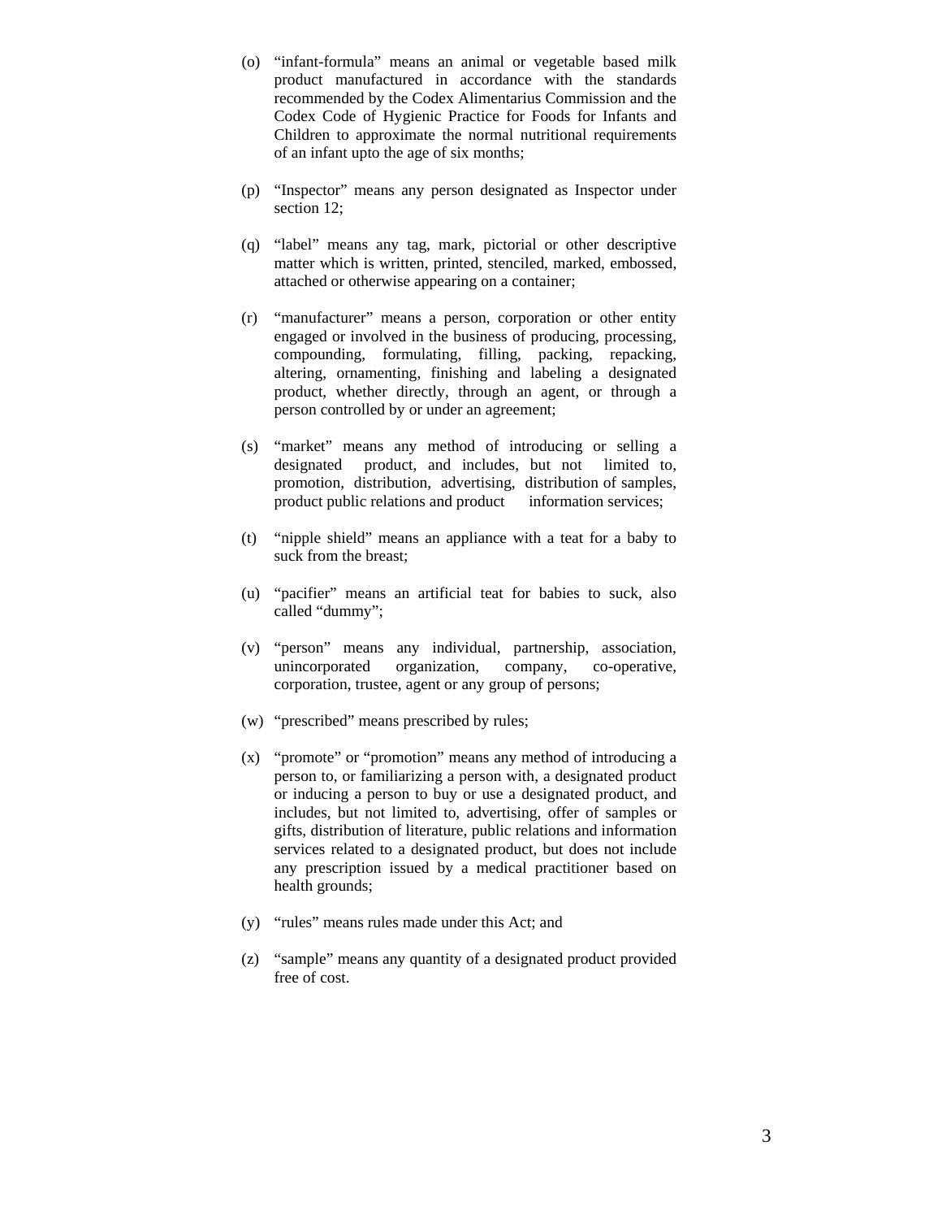(o) "infant-formula" means an animal or vegetable based milk product manufactured in accordance with the standards recommended by the Codex Alimentarius Commission and the Codex Code of Hygienic Practice for Foods for Infants and Children to approximate the normal nutritional requirements of an infant upto the age of six months;

(p) "Inspector" means any person designated as Inspector under section 12;

(q) "label" means any tag, mark, pictorial or other descriptive matter which is written, printed, stenciled, marked, embossed, attached or otherwise appearing on a container;

(r) "manufacturer" means a person, corporation or other entity engaged or involved in the business of producing, processing, compounding, formulating, filling, packing, repacking, altering, ornamenting, finishing and labeling a designated product, whether directly, through an agent, or through a person controlled by or under an agreement;

(s) "market" means any method of introducing or selling a designated product, and includes, but not limited to, promotion, distribution, advertising, distribution of samples, product public relations and product information services;

(t) "nipple shield" means an appliance with a teat for a baby to suck from the breast;

(u) "pacifier" means an artificial teat for babies to suck, also called "dummy";

(v) "person" means any individual, partnership, association, unincorporated organization, company, co-operative, corporation, trustee, agent or any group of persons;

(w) "prescribed" means prescribed by rules;

(x) "promote" or "promotion" means any method of introducing a person to, or familiarizing a person with, a designated product or inducing a person to buy or use a designated product, and includes, but not limited to, advertising, offer of samples or gifts, distribution of literature, public relations and information services related to a designated product, but does not include any prescription issued by a medical practitioner based on health grounds;

(y) "rules" means rules made under this Act; and

(z) "sample" means any quantity of a designated product provided free of cost.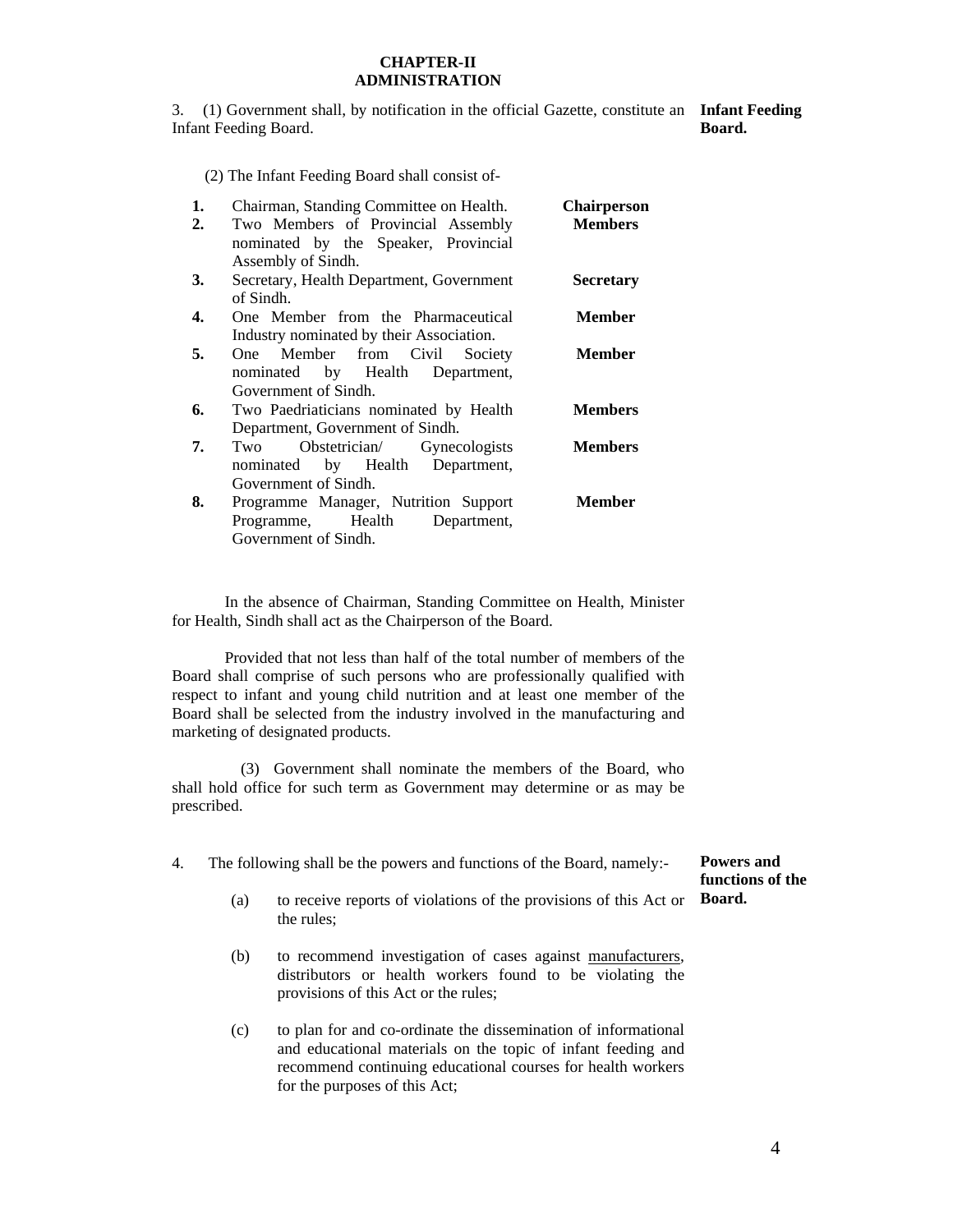## CHAPTER-II
## ADMINISTRATION

3. (1) Government shall, by notification in the official Gazette, constitute an Infant Feeding Board. **Infant Feeding Board.**

(2) The Infant Feeding Board shall consist of-

| | | |
|---|---|---|
| **1.** | Chairman, Standing Committee on Health. | **Chairperson** |
| **2.** | Two Members of Provincial Assembly nominated by the Speaker, Provincial Assembly of Sindh. | **Members** |
| **3.** | Secretary, Health Department, Government of Sindh. | **Secretary** |
| **4.** | One Member from the Pharmaceutical Industry nominated by their Association. | **Member** |
| **5.** | One Member from Civil Society nominated by Health Department, Government of Sindh. | **Member** |
| **6.** | Two Paedriaticians nominated by Health Department, Government of Sindh. | **Members** |
| **7.** | Two Obstetrician/ Gynecologists nominated by Health Department, Government of Sindh. | **Members** |
| **8.** | Programme Manager, Nutrition Support Programme, Health Department, Government of Sindh. | **Member** |

In the absence of Chairman, Standing Committee on Health, Minister for Health, Sindh shall act as the Chairperson of the Board.

Provided that not less than half of the total number of members of the Board shall comprise of such persons who are professionally qualified with respect to infant and young child nutrition and at least one member of the Board shall be selected from the industry involved in the manufacturing and marketing of designated products.

(3) Government shall nominate the members of the Board, who shall hold office for such term as Government may determine or as may be prescribed.

4. The following shall be the powers and functions of the Board, namely:- **Powers and functions of the Board.**

(a) to receive reports of violations of the provisions of this Act or the rules;

(b) to recommend investigation of cases against manufacturers, distributors or health workers found to be violating the provisions of this Act or the rules;

(c) to plan for and co-ordinate the dissemination of informational and educational materials on the topic of infant feeding and recommend continuing educational courses for health workers for the purposes of this Act;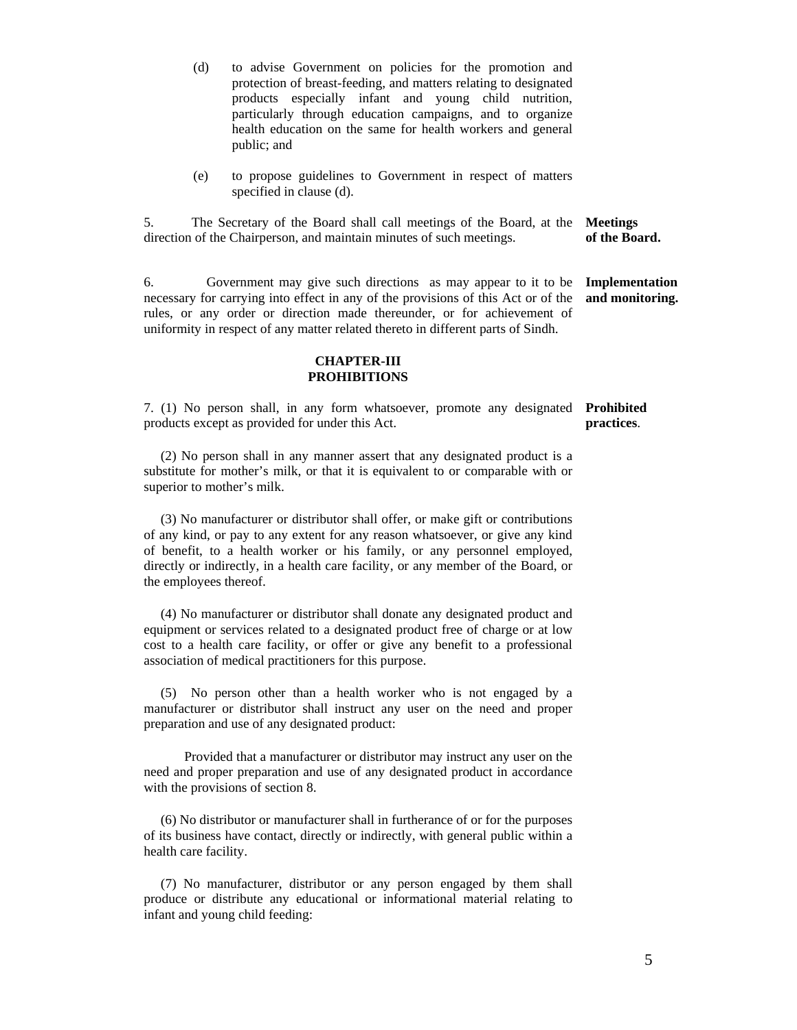(d) to advise Government on policies for the promotion and protection of breast-feeding, and matters relating to designated products especially infant and young child nutrition, particularly through education campaigns, and to organize health education on the same for health workers and general public; and

(e) to propose guidelines to Government in respect of matters specified in clause (d).

5. The Secretary of the Board shall call meetings of the Board, at the direction of the Chairperson, and maintain minutes of such meetings. **Meetings of the Board.**

6. Government may give such directions as may appear to it to be necessary for carrying into effect in any of the provisions of this Act or of the rules, or any order or direction made thereunder, or for achievement of uniformity in respect of any matter related thereto in different parts of Sindh. **Implementation and monitoring.**

## CHAPTER-III
## PROHIBITIONS

7. (1) No person shall, in any form whatsoever, promote any designated products except as provided for under this Act. **Prohibited practices**.

(2) No person shall in any manner assert that any designated product is a substitute for mother's milk, or that it is equivalent to or comparable with or superior to mother's milk.

(3) No manufacturer or distributor shall offer, or make gift or contributions of any kind, or pay to any extent for any reason whatsoever, or give any kind of benefit, to a health worker or his family, or any personnel employed, directly or indirectly, in a health care facility, or any member of the Board, or the employees thereof.

(4) No manufacturer or distributor shall donate any designated product and equipment or services related to a designated product free of charge or at low cost to a health care facility, or offer or give any benefit to a professional association of medical practitioners for this purpose.

(5) No person other than a health worker who is not engaged by a manufacturer or distributor shall instruct any user on the need and proper preparation and use of any designated product:

Provided that a manufacturer or distributor may instruct any user on the need and proper preparation and use of any designated product in accordance with the provisions of section 8.

(6) No distributor or manufacturer shall in furtherance of or for the purposes of its business have contact, directly or indirectly, with general public within a health care facility.

(7) No manufacturer, distributor or any person engaged by them shall produce or distribute any educational or informational material relating to infant and young child feeding: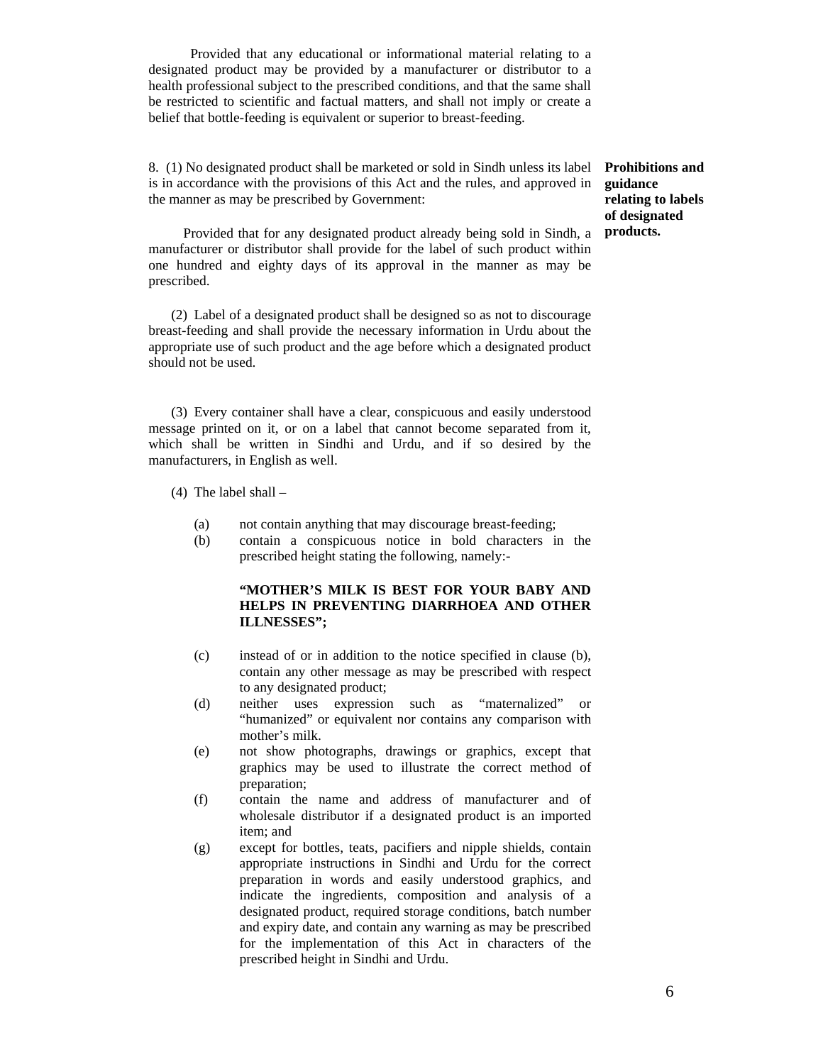Provided that any educational or informational material relating to a designated product may be provided by a manufacturer or distributor to a health professional subject to the prescribed conditions, and that the same shall be restricted to scientific and factual matters, and shall not imply or create a belief that bottle-feeding is equivalent or superior to breast-feeding.

**Prohibitions and guidance relating to labels of designated products.**

8. (1) No designated product shall be marketed or sold in Sindh unless its label is in accordance with the provisions of this Act and the rules, and approved in the manner as may be prescribed by Government:

Provided that for any designated product already being sold in Sindh, a manufacturer or distributor shall provide for the label of such product within one hundred and eighty days of its approval in the manner as may be prescribed.

(2) Label of a designated product shall be designed so as not to discourage breast-feeding and shall provide the necessary information in Urdu about the appropriate use of such product and the age before which a designated product should not be used.

(3) Every container shall have a clear, conspicuous and easily understood message printed on it, or on a label that cannot become separated from it, which shall be written in Sindhi and Urdu, and if so desired by the manufacturers, in English as well.

(4) The label shall –

(a) not contain anything that may discourage breast-feeding;

(b) contain a conspicuous notice in bold characters in the prescribed height stating the following, namely:-

**“MOTHER’S MILK IS BEST FOR YOUR BABY AND HELPS IN PREVENTING DIARRHOEA AND OTHER ILLNESSES”;**

(c) instead of or in addition to the notice specified in clause (b), contain any other message as may be prescribed with respect to any designated product;

(d) neither uses expression such as “maternalized” or “humanized” or equivalent nor contains any comparison with mother’s milk.

(e) not show photographs, drawings or graphics, except that graphics may be used to illustrate the correct method of preparation;

(f) contain the name and address of manufacturer and of wholesale distributor if a designated product is an imported item; and

(g) except for bottles, teats, pacifiers and nipple shields, contain appropriate instructions in Sindhi and Urdu for the correct preparation in words and easily understood graphics, and indicate the ingredients, composition and analysis of a designated product, required storage conditions, batch number and expiry date, and contain any warning as may be prescribed for the implementation of this Act in characters of the prescribed height in Sindhi and Urdu.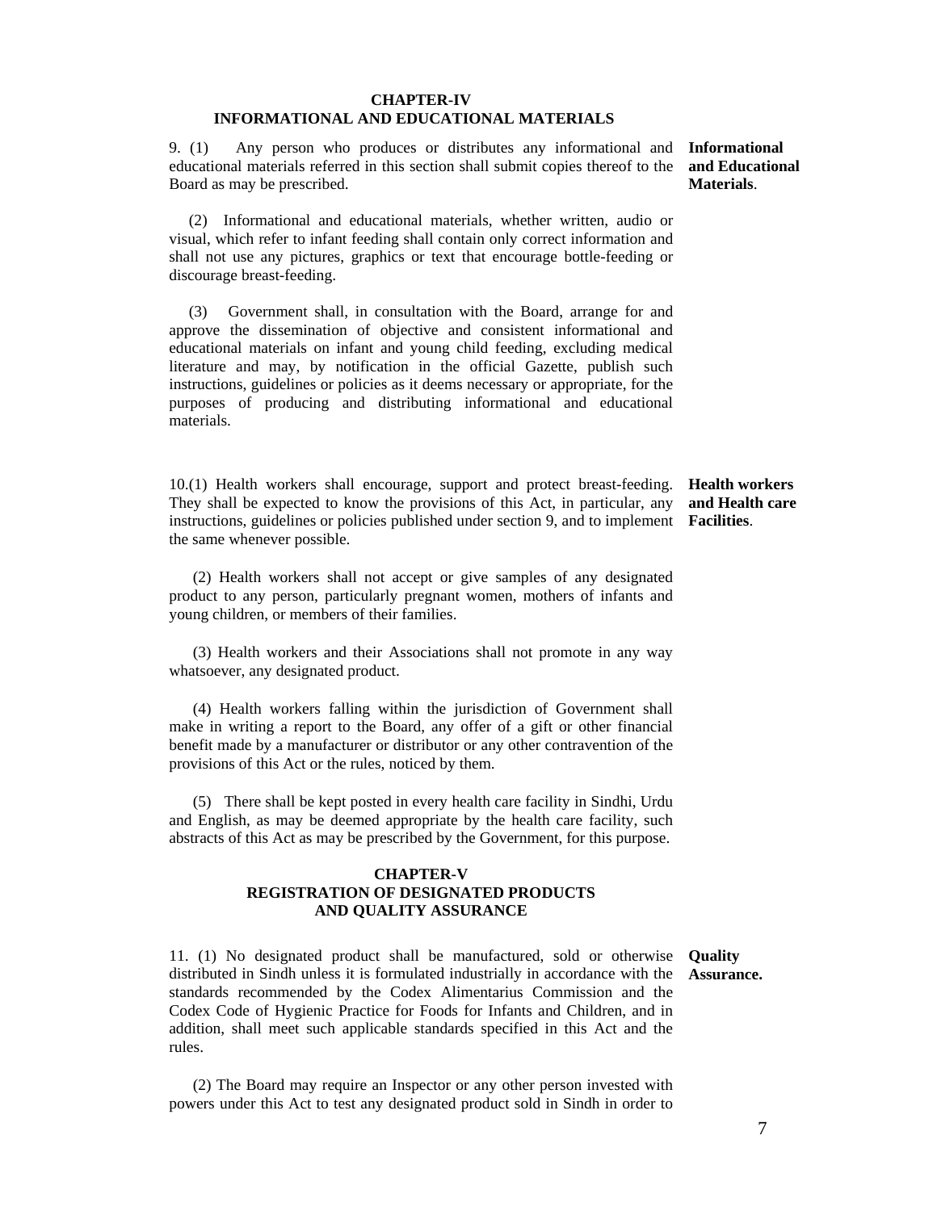## CHAPTER-IV
## INFORMATIONAL AND EDUCATIONAL MATERIALS

**Informational and Educational Materials**.

9. (1) Any person who produces or distributes any informational and educational materials referred in this section shall submit copies thereof to the Board as may be prescribed.

(2) Informational and educational materials, whether written, audio or visual, which refer to infant feeding shall contain only correct information and shall not use any pictures, graphics or text that encourage bottle-feeding or discourage breast-feeding.

(3) Government shall, in consultation with the Board, arrange for and approve the dissemination of objective and consistent informational and educational materials on infant and young child feeding, excluding medical literature and may, by notification in the official Gazette, publish such instructions, guidelines or policies as it deems necessary or appropriate, for the purposes of producing and distributing informational and educational materials.

**Health workers and Health care Facilities**.

10.(1) Health workers shall encourage, support and protect breast-feeding. They shall be expected to know the provisions of this Act, in particular, any instructions, guidelines or policies published under section 9, and to implement the same whenever possible.

(2) Health workers shall not accept or give samples of any designated product to any person, particularly pregnant women, mothers of infants and young children, or members of their families.

(3) Health workers and their Associations shall not promote in any way whatsoever, any designated product.

(4) Health workers falling within the jurisdiction of Government shall make in writing a report to the Board, any offer of a gift or other financial benefit made by a manufacturer or distributor or any other contravention of the provisions of this Act or the rules, noticed by them.

(5) There shall be kept posted in every health care facility in Sindhi, Urdu and English, as may be deemed appropriate by the health care facility, such abstracts of this Act as may be prescribed by the Government, for this purpose.

## CHAPTER-V
## REGISTRATION OF DESIGNATED PRODUCTS AND QUALITY ASSURANCE

**Quality Assurance.**

11. (1) No designated product shall be manufactured, sold or otherwise distributed in Sindh unless it is formulated industrially in accordance with the standards recommended by the Codex Alimentarius Commission and the Codex Code of Hygienic Practice for Foods for Infants and Children, and in addition, shall meet such applicable standards specified in this Act and the rules.

(2) The Board may require an Inspector or any other person invested with powers under this Act to test any designated product sold in Sindh in order to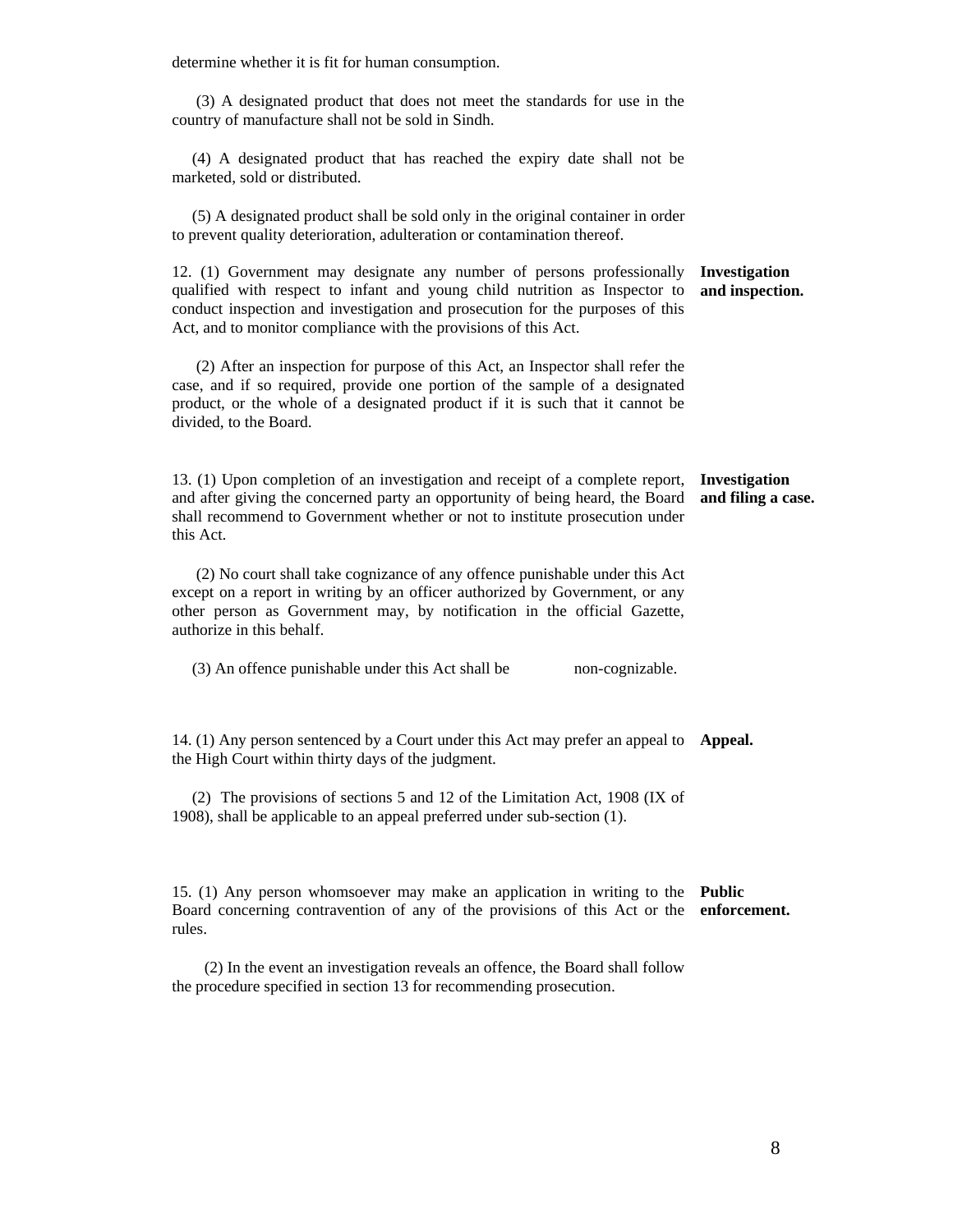determine whether it is fit for human consumption.

(3) A designated product that does not meet the standards for use in the country of manufacture shall not be sold in Sindh.

(4) A designated product that has reached the expiry date shall not be marketed, sold or distributed.

(5) A designated product shall be sold only in the original container in order to prevent quality deterioration, adulteration or contamination thereof.

**Investigation and inspection.**

12. (1) Government may designate any number of persons professionally qualified with respect to infant and young child nutrition as Inspector to conduct inspection and investigation and prosecution for the purposes of this Act, and to monitor compliance with the provisions of this Act.

(2) After an inspection for purpose of this Act, an Inspector shall refer the case, and if so required, provide one portion of the sample of a designated product, or the whole of a designated product if it is such that it cannot be divided, to the Board.

**Investigation and filing a case.**

13. (1) Upon completion of an investigation and receipt of a complete report, and after giving the concerned party an opportunity of being heard, the Board shall recommend to Government whether or not to institute prosecution under this Act.

(2) No court shall take cognizance of any offence punishable under this Act except on a report in writing by an officer authorized by Government, or any other person as Government may, by notification in the official Gazette, authorize in this behalf.

(3) An offence punishable under this Act shall be non-cognizable.

**Appeal.**

14. (1) Any person sentenced by a Court under this Act may prefer an appeal to the High Court within thirty days of the judgment.

(2) The provisions of sections 5 and 12 of the Limitation Act, 1908 (IX of 1908), shall be applicable to an appeal preferred under sub-section (1).

**Public enforcement.**

15. (1) Any person whomsoever may make an application in writing to the Board concerning contravention of any of the provisions of this Act or the rules.

(2) In the event an investigation reveals an offence, the Board shall follow the procedure specified in section 13 for recommending prosecution.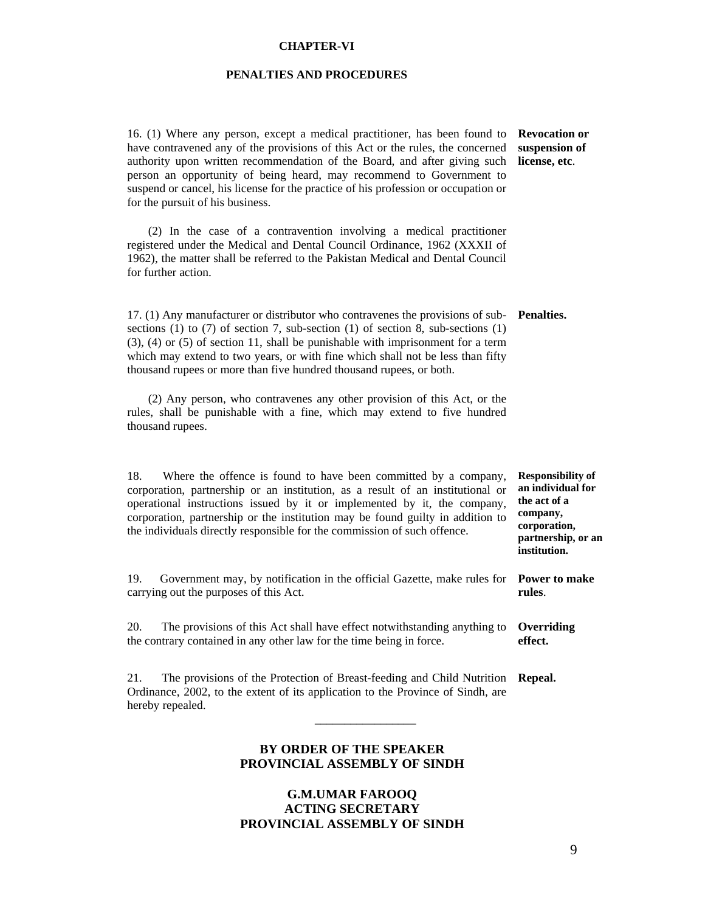## CHAPTER-VI

### PENALTIES AND PROCEDURES

**Revocation or suspension of license, etc.**

16. (1) Where any person, except a medical practitioner, has been found to have contravened any of the provisions of this Act or the rules, the concerned authority upon written recommendation of the Board, and after giving such person an opportunity of being heard, may recommend to Government to suspend or cancel, his license for the practice of his profession or occupation or for the pursuit of his business.

(2) In the case of a contravention involving a medical practitioner registered under the Medical and Dental Council Ordinance, 1962 (XXXII of 1962), the matter shall be referred to the Pakistan Medical and Dental Council for further action.

**Penalties.**

17. (1) Any manufacturer or distributor who contravenes the provisions of sub-sections (1) to (7) of section 7, sub-section (1) of section 8, sub-sections (1) (3), (4) or (5) of section 11, shall be punishable with imprisonment for a term which may extend to two years, or with fine which shall not be less than fifty thousand rupees or more than five hundred thousand rupees, or both.

(2) Any person, who contravenes any other provision of this Act, or the rules, shall be punishable with a fine, which may extend to five hundred thousand rupees.

**Responsibility of an individual for the act of a company, corporation, partnership, or an institution.**

18. Where the offence is found to have been committed by a company, corporation, partnership or an institution, as a result of an institutional or operational instructions issued by it or implemented by it, the company, corporation, partnership or the institution may be found guilty in addition to the individuals directly responsible for the commission of such offence.

**Power to make rules.**

19. Government may, by notification in the official Gazette, make rules for carrying out the purposes of this Act.

**Overriding effect.**

20. The provisions of this Act shall have effect notwithstanding anything to the contrary contained in any other law for the time being in force.

**Repeal.**

21. The provisions of the Protection of Breast-feeding and Child Nutrition Ordinance, 2002, to the extent of its application to the Province of Sindh, are hereby repealed.

---

**BY ORDER OF THE SPEAKER**
**PROVINCIAL ASSEMBLY OF SINDH**

**G.M.UMAR FAROOQ**
**ACTING SECRETARY**
**PROVINCIAL ASSEMBLY OF SINDH**